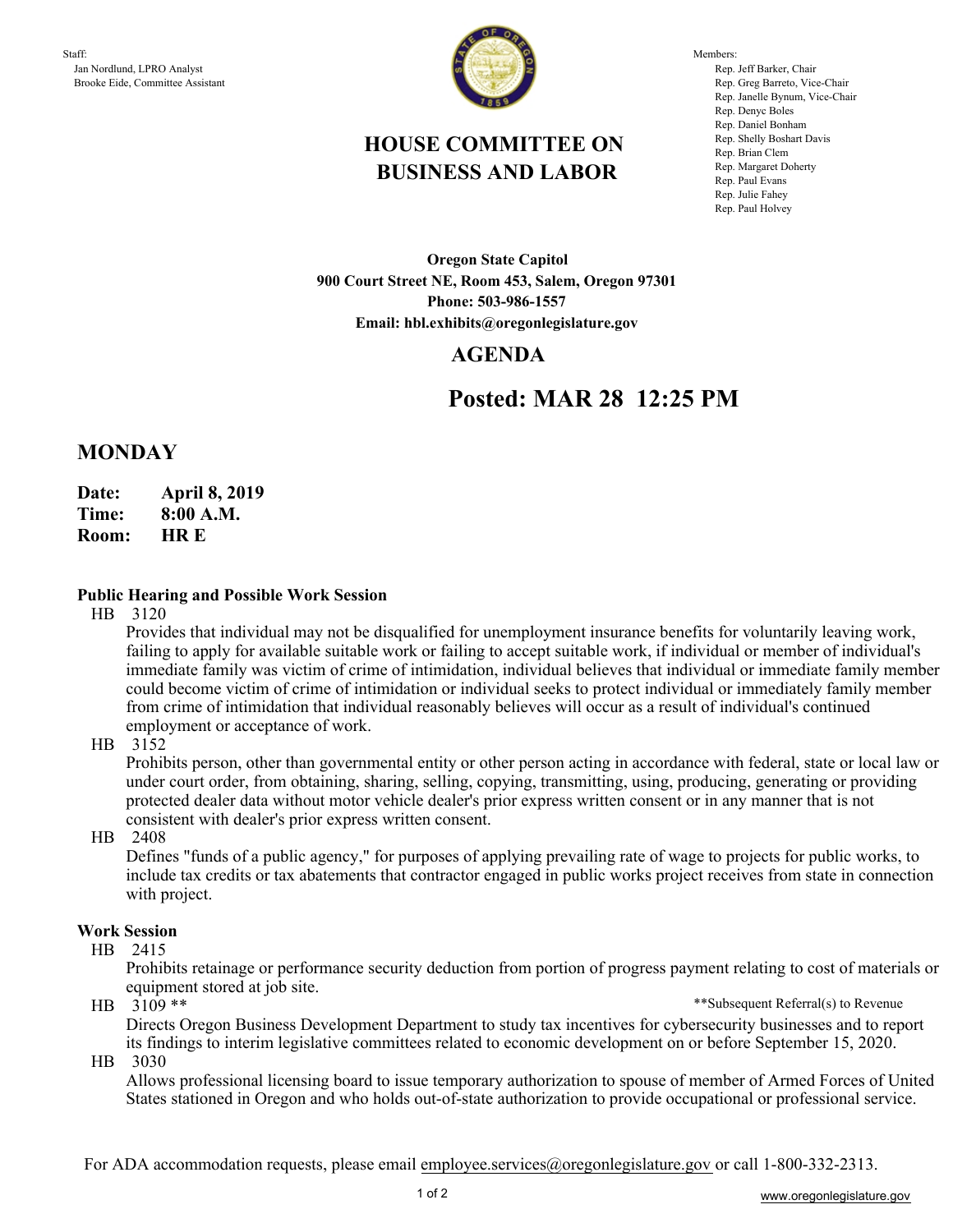Staff:
Jan Nordlund, LPRO Analyst
Brooke Eide, Committee Assistant

Members:
Rep. Jeff Barker, Chair
Rep. Greg Barreto, Vice-Chair
Rep. Janelle Bynum, Vice-Chair
Rep. Denyc Boles
Rep. Daniel Bonham
Rep. Shelly Boshart Davis
Rep. Brian Clem
Rep. Margaret Doherty
Rep. Paul Evans
Rep. Julie Fahey
Rep. Paul Holvey

# HOUSE COMMITTEE ON BUSINESS AND LABOR

**Oregon State Capitol**
**900 Court Street NE, Room 453, Salem, Oregon 97301**
**Phone: 503-986-1557**
**Email: hbl.exhibits@oregonlegislature.gov**

## AGENDA

## Posted: MAR 28 12:25 PM

## MONDAY

**Date:** **April 8, 2019**
**Time:** **8:00 A.M.**
**Room:** **HR E**

### Public Hearing and Possible Work Session

HB 3120
Provides that individual may not be disqualified for unemployment insurance benefits for voluntarily leaving work, failing to apply for available suitable work or failing to accept suitable work, if individual or member of individual's immediate family was victim of crime of intimidation, individual believes that individual or immediate family member could become victim of crime of intimidation or individual seeks to protect individual or immediately family member from crime of intimidation that individual reasonably believes will occur as a result of individual's continued employment or acceptance of work.

HB 3152
Prohibits person, other than governmental entity or other person acting in accordance with federal, state or local law or under court order, from obtaining, sharing, selling, copying, transmitting, using, producing, generating or providing protected dealer data without motor vehicle dealer's prior express written consent or in any manner that is not consistent with dealer's prior express written consent.

HB 2408
Defines "funds of a public agency," for purposes of applying prevailing rate of wage to projects for public works, to include tax credits or tax abatements that contractor engaged in public works project receives from state in connection with project.

### Work Session

HB 2415
Prohibits retainage or performance security deduction from portion of progress payment relating to cost of materials or equipment stored at job site.

HB 3109 ** — **Subsequent Referral(s) to Revenue
Directs Oregon Business Development Department to study tax incentives for cybersecurity businesses and to report its findings to interim legislative committees related to economic development on or before September 15, 2020.

HB 3030
Allows professional licensing board to issue temporary authorization to spouse of member of Armed Forces of United States stationed in Oregon and who holds out-of-state authorization to provide occupational or professional service.

For ADA accommodation requests, please email employee.services@oregonlegislature.gov or call 1-800-332-2313.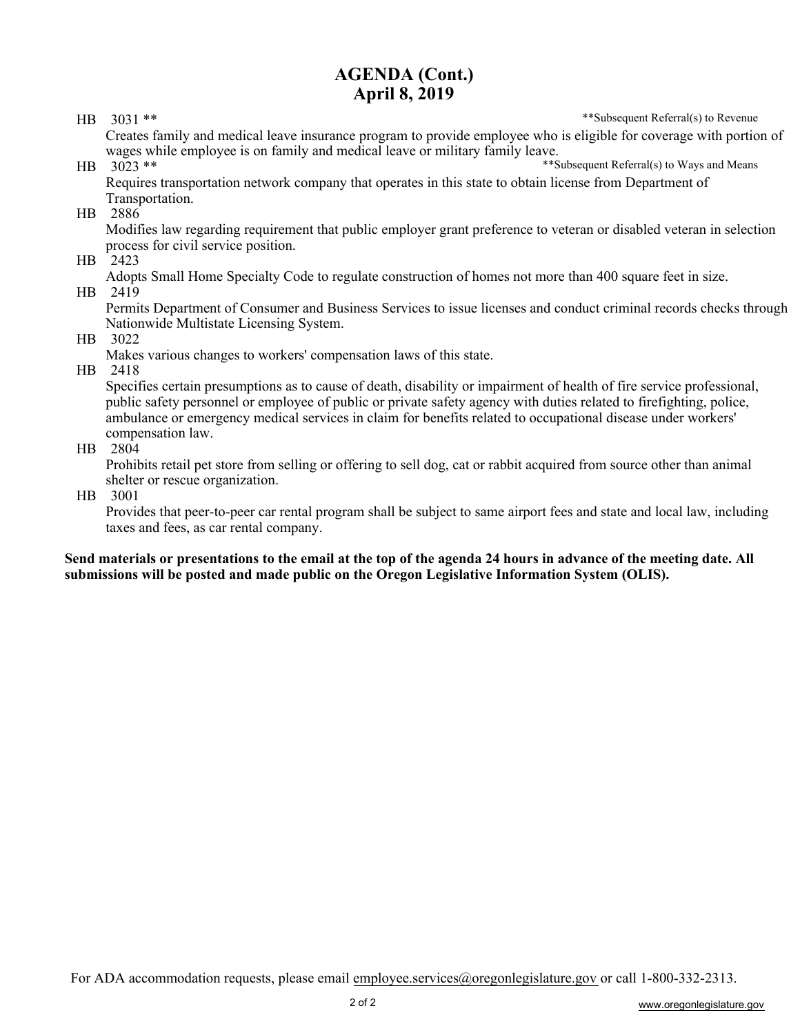# AGENDA (Cont.)
# April 8, 2019

HB 3031 ** — **Subsequent Referral(s) to Revenue

Creates family and medical leave insurance program to provide employee who is eligible for coverage with portion of wages while employee is on family and medical leave or military family leave.

HB 3023 ** — **Subsequent Referral(s) to Ways and Means

Requires transportation network company that operates in this state to obtain license from Department of Transportation.

HB 2886

Modifies law regarding requirement that public employer grant preference to veteran or disabled veteran in selection process for civil service position.

HB 2423

Adopts Small Home Specialty Code to regulate construction of homes not more than 400 square feet in size.

HB 2419

Permits Department of Consumer and Business Services to issue licenses and conduct criminal records checks through Nationwide Multistate Licensing System.

HB 3022

Makes various changes to workers' compensation laws of this state.

HB 2418

Specifies certain presumptions as to cause of death, disability or impairment of health of fire service professional, public safety personnel or employee of public or private safety agency with duties related to firefighting, police, ambulance or emergency medical services in claim for benefits related to occupational disease under workers' compensation law.

HB 2804

Prohibits retail pet store from selling or offering to sell dog, cat or rabbit acquired from source other than animal shelter or rescue organization.

HB 3001

Provides that peer-to-peer car rental program shall be subject to same airport fees and state and local law, including taxes and fees, as car rental company.

**Send materials or presentations to the email at the top of the agenda 24 hours in advance of the meeting date. All submissions will be posted and made public on the Oregon Legislative Information System (OLIS).**

For ADA accommodation requests, please email employee.services@oregonlegislature.gov or call 1-800-332-2313.